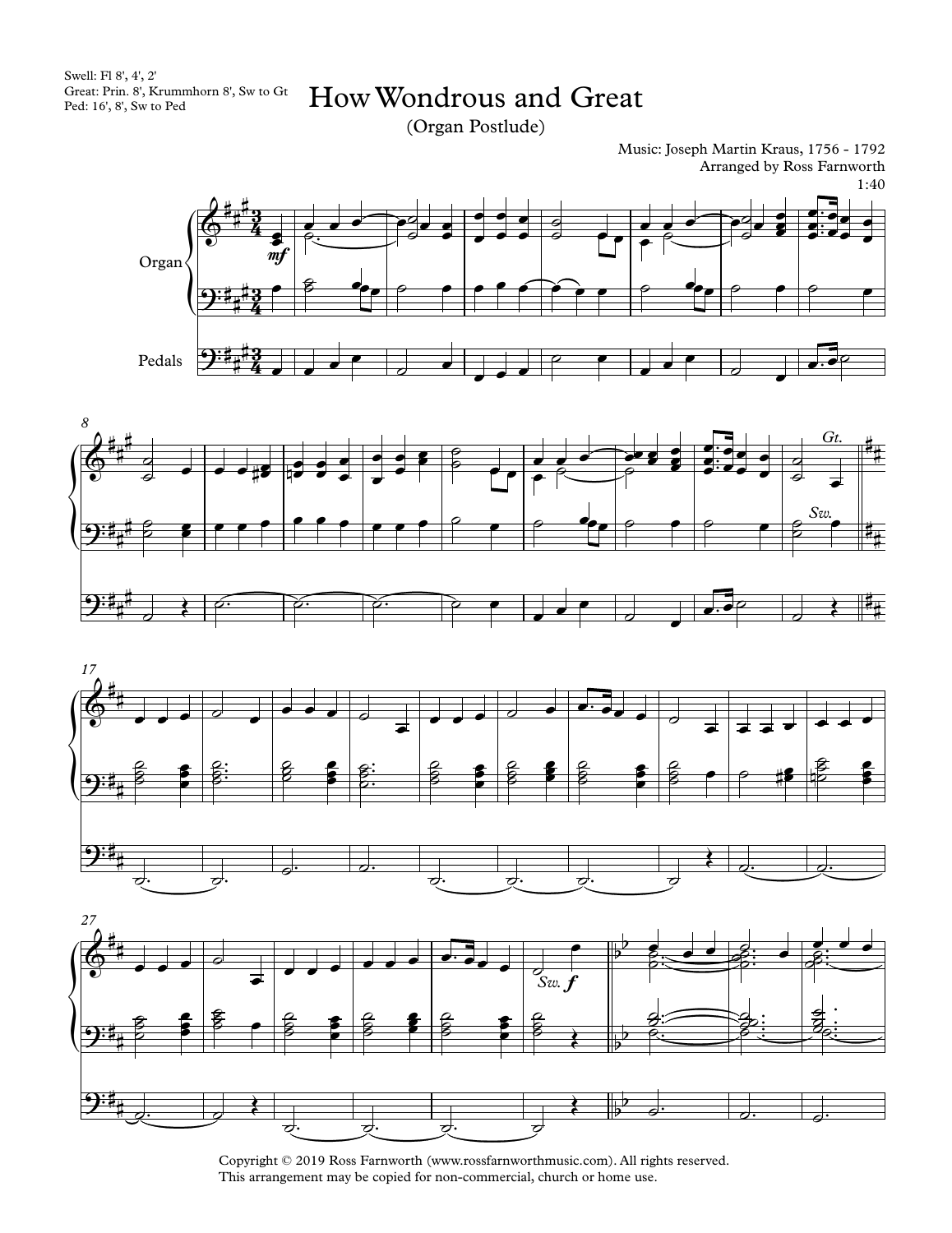Swell: Fl 8', 4', 2'
Great: Prin. 8', Krummhorn 8', Sw to Gt
Ped: 16', 8', Sw to Ped

# How Wondrous and Great

(Organ Postlude)

Music: Joseph Martin Kraus, 1756 - 1792
Arranged by Ross Farnworth
1:40

Copyright © 2019 Ross Farnworth (www.rossfarnworthmusic.com). All rights reserved.
This arrangement may be copied for non-commercial, church or home use.